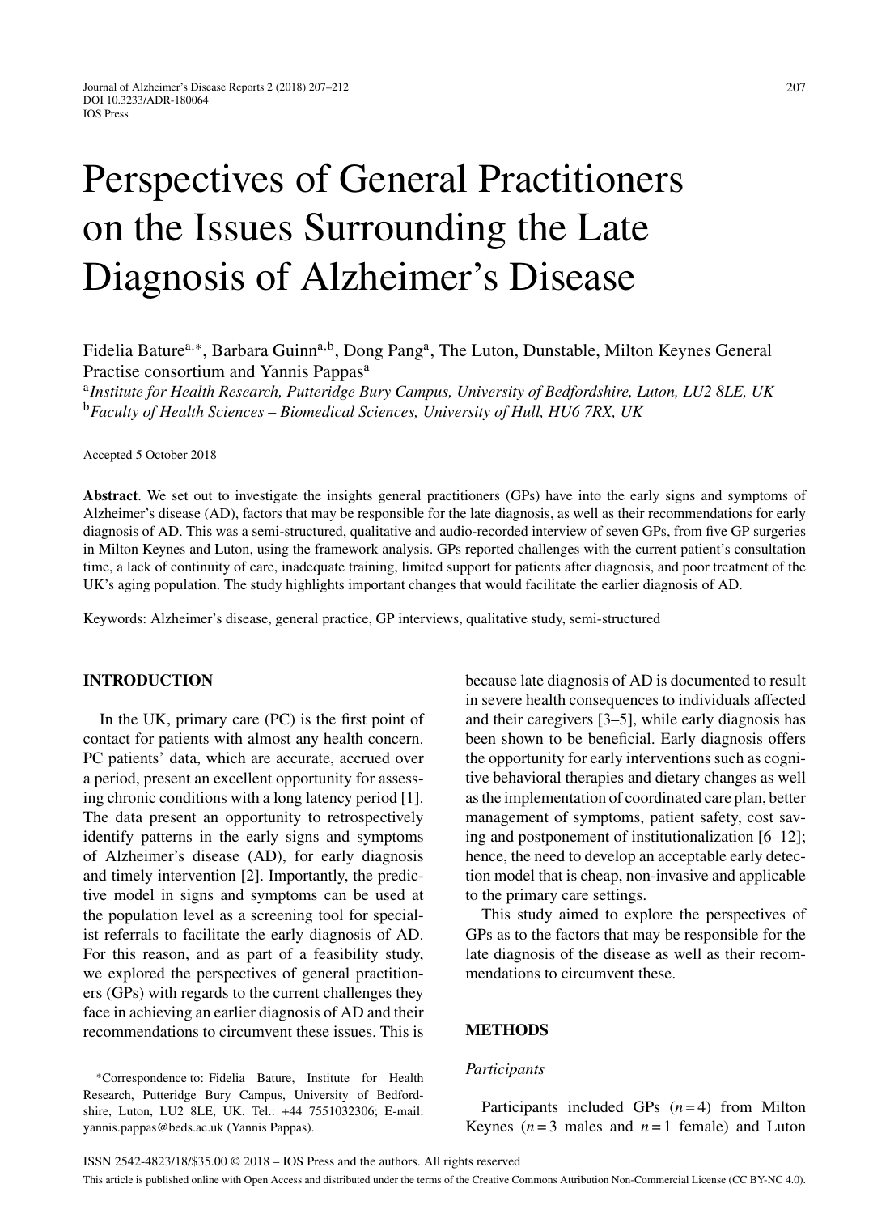# Perspectives of General Practitioners on the Issues Surrounding the Late Diagnosis of Alzheimer's Disease

Fidelia Bature[a,*], Barbara Guinn[a,b], Dong Pang[a], The Luton, Dunstable, Milton Keynes General Practise consortium and Yannis Pappas[a]

[a]*Institute for Health Research, Putteridge Bury Campus, University of Bedfordshire, Luton, LU2 8LE, UK*
[b]*Faculty of Health Sciences – Biomedical Sciences, University of Hull, HU6 7RX, UK*

Accepted 5 October 2018

**Abstract**. We set out to investigate the insights general practitioners (GPs) have into the early signs and symptoms of Alzheimer's disease (AD), factors that may be responsible for the late diagnosis, as well as their recommendations for early diagnosis of AD. This was a semi-structured, qualitative and audio-recorded interview of seven GPs, from five GP surgeries in Milton Keynes and Luton, using the framework analysis. GPs reported challenges with the current patient's consultation time, a lack of continuity of care, inadequate training, limited support for patients after diagnosis, and poor treatment of the UK's aging population. The study highlights important changes that would facilitate the earlier diagnosis of AD.

Keywords: Alzheimer's disease, general practice, GP interviews, qualitative study, semi-structured

## INTRODUCTION

In the UK, primary care (PC) is the first point of contact for patients with almost any health concern. PC patients' data, which are accurate, accrued over a period, present an excellent opportunity for assessing chronic conditions with a long latency period [1]. The data present an opportunity to retrospectively identify patterns in the early signs and symptoms of Alzheimer's disease (AD), for early diagnosis and timely intervention [2]. Importantly, the predictive model in signs and symptoms can be used at the population level as a screening tool for specialist referrals to facilitate the early diagnosis of AD. For this reason, and as part of a feasibility study, we explored the perspectives of general practitioners (GPs) with regards to the current challenges they face in achieving an earlier diagnosis of AD and their recommendations to circumvent these issues. This is because late diagnosis of AD is documented to result in severe health consequences to individuals affected and their caregivers [3–5], while early diagnosis has been shown to be beneficial. Early diagnosis offers the opportunity for early interventions such as cognitive behavioral therapies and dietary changes as well as the implementation of coordinated care plan, better management of symptoms, patient safety, cost saving and postponement of institutionalization [6–12]; hence, the need to develop an acceptable early detection model that is cheap, non-invasive and applicable to the primary care settings.

This study aimed to explore the perspectives of GPs as to the factors that may be responsible for the late diagnosis of the disease as well as their recommendations to circumvent these.

## METHODS

### *Participants*

Participants included GPs ($n = 4$) from Milton Keynes ($n = 3$ males and $n = 1$ female) and Luton

*Correspondence to: Fidelia Bature, Institute for Health Research, Putteridge Bury Campus, University of Bedfordshire, Luton, LU2 8LE, UK. Tel.: +44 7551032306; E-mail: yannis.pappas@beds.ac.uk (Yannis Pappas).

ISSN 2542-4823/18/$35.00 © 2018 – IOS Press and the authors. All rights reserved

This article is published online with Open Access and distributed under the terms of the Creative Commons Attribution Non-Commercial License (CC BY-NC 4.0).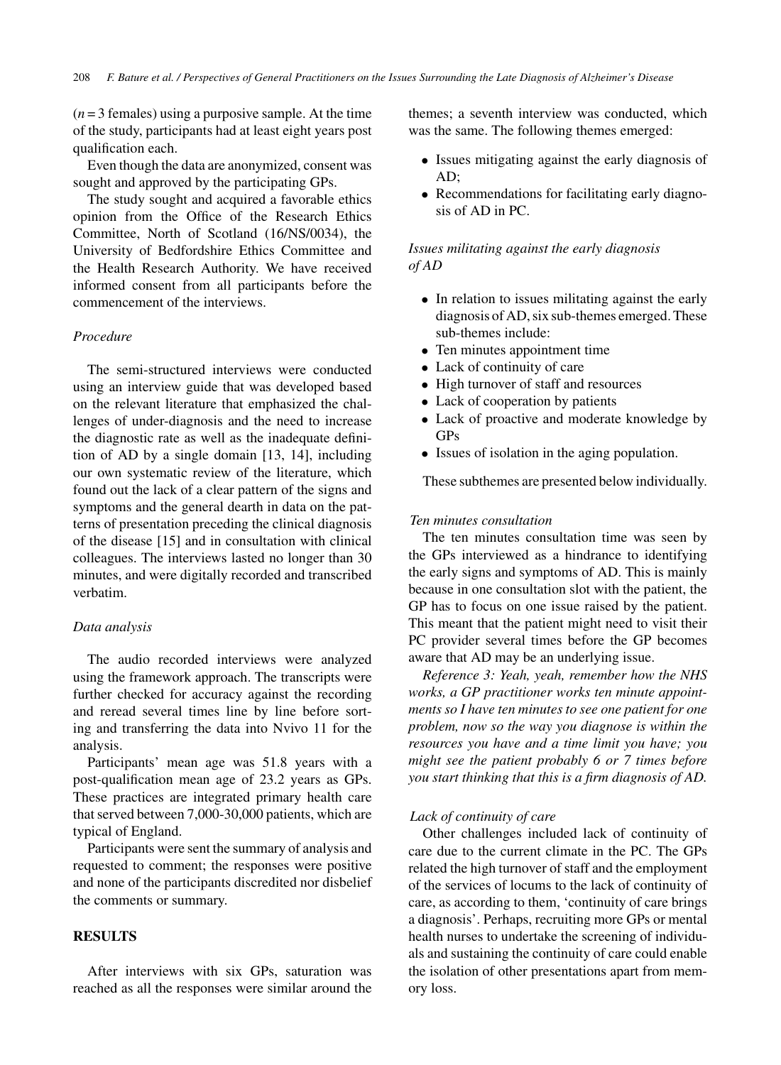($n = 3$ females) using a purposive sample. At the time of the study, participants had at least eight years post qualification each.

Even though the data are anonymized, consent was sought and approved by the participating GPs.

The study sought and acquired a favorable ethics opinion from the Office of the Research Ethics Committee, North of Scotland (16/NS/0034), the University of Bedfordshire Ethics Committee and the Health Research Authority. We have received informed consent from all participants before the commencement of the interviews.

### *Procedure*

The semi-structured interviews were conducted using an interview guide that was developed based on the relevant literature that emphasized the challenges of under-diagnosis and the need to increase the diagnostic rate as well as the inadequate definition of AD by a single domain [13, 14], including our own systematic review of the literature, which found out the lack of a clear pattern of the signs and symptoms and the general dearth in data on the patterns of presentation preceding the clinical diagnosis of the disease [15] and in consultation with clinical colleagues. The interviews lasted no longer than 30 minutes, and were digitally recorded and transcribed verbatim.

### *Data analysis*

The audio recorded interviews were analyzed using the framework approach. The transcripts were further checked for accuracy against the recording and reread several times line by line before sorting and transferring the data into Nvivo 11 for the analysis.

Participants' mean age was 51.8 years with a post-qualification mean age of 23.2 years as GPs. These practices are integrated primary health care that served between 7,000-30,000 patients, which are typical of England.

Participants were sent the summary of analysis and requested to comment; the responses were positive and none of the participants discredited nor disbelief the comments or summary.

## RESULTS

After interviews with six GPs, saturation was reached as all the responses were similar around the themes; a seventh interview was conducted, which was the same. The following themes emerged:

- Issues mitigating against the early diagnosis of AD;
- Recommendations for facilitating early diagnosis of AD in PC.

### *Issues militating against the early diagnosis of AD*

- In relation to issues militating against the early diagnosis of AD, six sub-themes emerged. These sub-themes include:
- Ten minutes appointment time
- Lack of continuity of care
- High turnover of staff and resources
- Lack of cooperation by patients
- Lack of proactive and moderate knowledge by GPs
- Issues of isolation in the aging population.

These subthemes are presented below individually.

#### *Ten minutes consultation*

The ten minutes consultation time was seen by the GPs interviewed as a hindrance to identifying the early signs and symptoms of AD. This is mainly because in one consultation slot with the patient, the GP has to focus on one issue raised by the patient. This meant that the patient might need to visit their PC provider several times before the GP becomes aware that AD may be an underlying issue.

*Reference 3: Yeah, yeah, remember how the NHS works, a GP practitioner works ten minute appointments so I have ten minutes to see one patient for one problem, now so the way you diagnose is within the resources you have and a time limit you have; you might see the patient probably 6 or 7 times before you start thinking that this is a firm diagnosis of AD.*

#### *Lack of continuity of care*

Other challenges included lack of continuity of care due to the current climate in the PC. The GPs related the high turnover of staff and the employment of the services of locums to the lack of continuity of care, as according to them, 'continuity of care brings a diagnosis'. Perhaps, recruiting more GPs or mental health nurses to undertake the screening of individuals and sustaining the continuity of care could enable the isolation of other presentations apart from memory loss.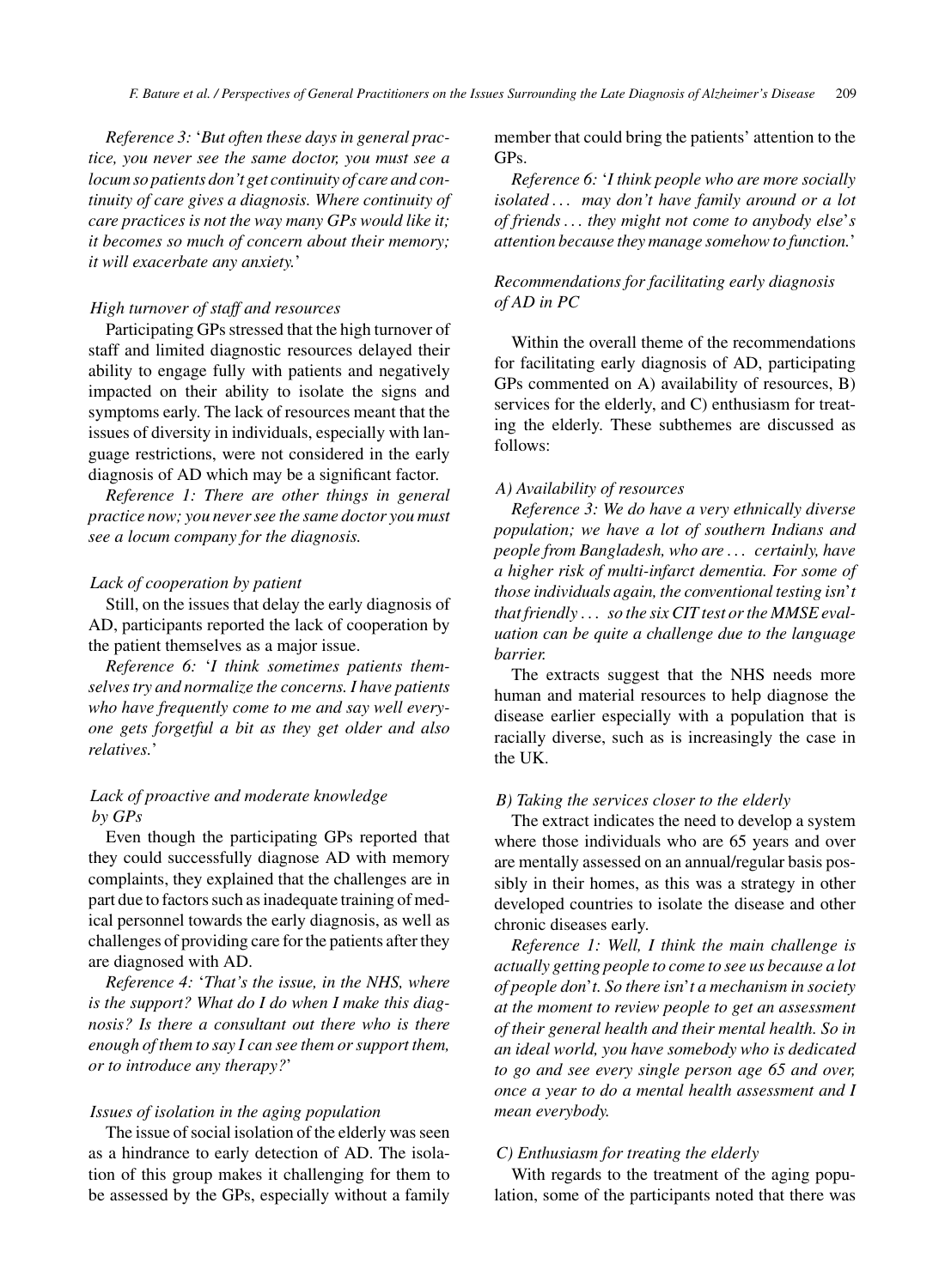*Reference 3:* '*But often these days in general practice, you never see the same doctor, you must see a locum so patients don't get continuity of care and continuity of care gives a diagnosis. Where continuity of care practices is not the way many GPs would like it; it becomes so much of concern about their memory; it will exacerbate any anxiety.*'

### *High turnover of staff and resources*

Participating GPs stressed that the high turnover of staff and limited diagnostic resources delayed their ability to engage fully with patients and negatively impacted on their ability to isolate the signs and symptoms early. The lack of resources meant that the issues of diversity in individuals, especially with language restrictions, were not considered in the early diagnosis of AD which may be a significant factor.

*Reference 1: There are other things in general practice now; you never see the same doctor you must see a locum company for the diagnosis.*

### *Lack of cooperation by patient*

Still, on the issues that delay the early diagnosis of AD, participants reported the lack of cooperation by the patient themselves as a major issue.

*Reference 6:* '*I think sometimes patients themselves try and normalize the concerns. I have patients who have frequently come to me and say well everyone gets forgetful a bit as they get older and also relatives.*'

### *Lack of proactive and moderate knowledge by GPs*

Even though the participating GPs reported that they could successfully diagnose AD with memory complaints, they explained that the challenges are in part due to factors such as inadequate training of medical personnel towards the early diagnosis, as well as challenges of providing care for the patients after they are diagnosed with AD.

*Reference 4:* '*That's the issue, in the NHS, where is the support? What do I do when I make this diagnosis? Is there a consultant out there who is there enough of them to say I can see them or support them, or to introduce any therapy?*'

### *Issues of isolation in the aging population*

The issue of social isolation of the elderly was seen as a hindrance to early detection of AD. The isolation of this group makes it challenging for them to be assessed by the GPs, especially without a family member that could bring the patients' attention to the GPs.

*Reference 6:* '*I think people who are more socially isolated . . . may don't have family around or a lot of friends . . . they might not come to anybody else's attention because they manage somehow to function.*'

### *Recommendations for facilitating early diagnosis of AD in PC*

Within the overall theme of the recommendations for facilitating early diagnosis of AD, participating GPs commented on A) availability of resources, B) services for the elderly, and C) enthusiasm for treating the elderly. These subthemes are discussed as follows:

#### *A) Availability of resources*

*Reference 3: We do have a very ethnically diverse population; we have a lot of southern Indians and people from Bangladesh, who are . . . certainly, have a higher risk of multi-infarct dementia. For some of those individuals again, the conventional testing isn't that friendly . . . so the six CIT test or the MMSE evaluation can be quite a challenge due to the language barrier.*

The extracts suggest that the NHS needs more human and material resources to help diagnose the disease earlier especially with a population that is racially diverse, such as is increasingly the case in the UK.

#### *B) Taking the services closer to the elderly*

The extract indicates the need to develop a system where those individuals who are 65 years and over are mentally assessed on an annual/regular basis possibly in their homes, as this was a strategy in other developed countries to isolate the disease and other chronic diseases early.

*Reference 1: Well, I think the main challenge is actually getting people to come to see us because a lot of people don't. So there isn't a mechanism in society at the moment to review people to get an assessment of their general health and their mental health. So in an ideal world, you have somebody who is dedicated to go and see every single person age 65 and over, once a year to do a mental health assessment and I mean everybody.*

#### *C) Enthusiasm for treating the elderly*

With regards to the treatment of the aging population, some of the participants noted that there was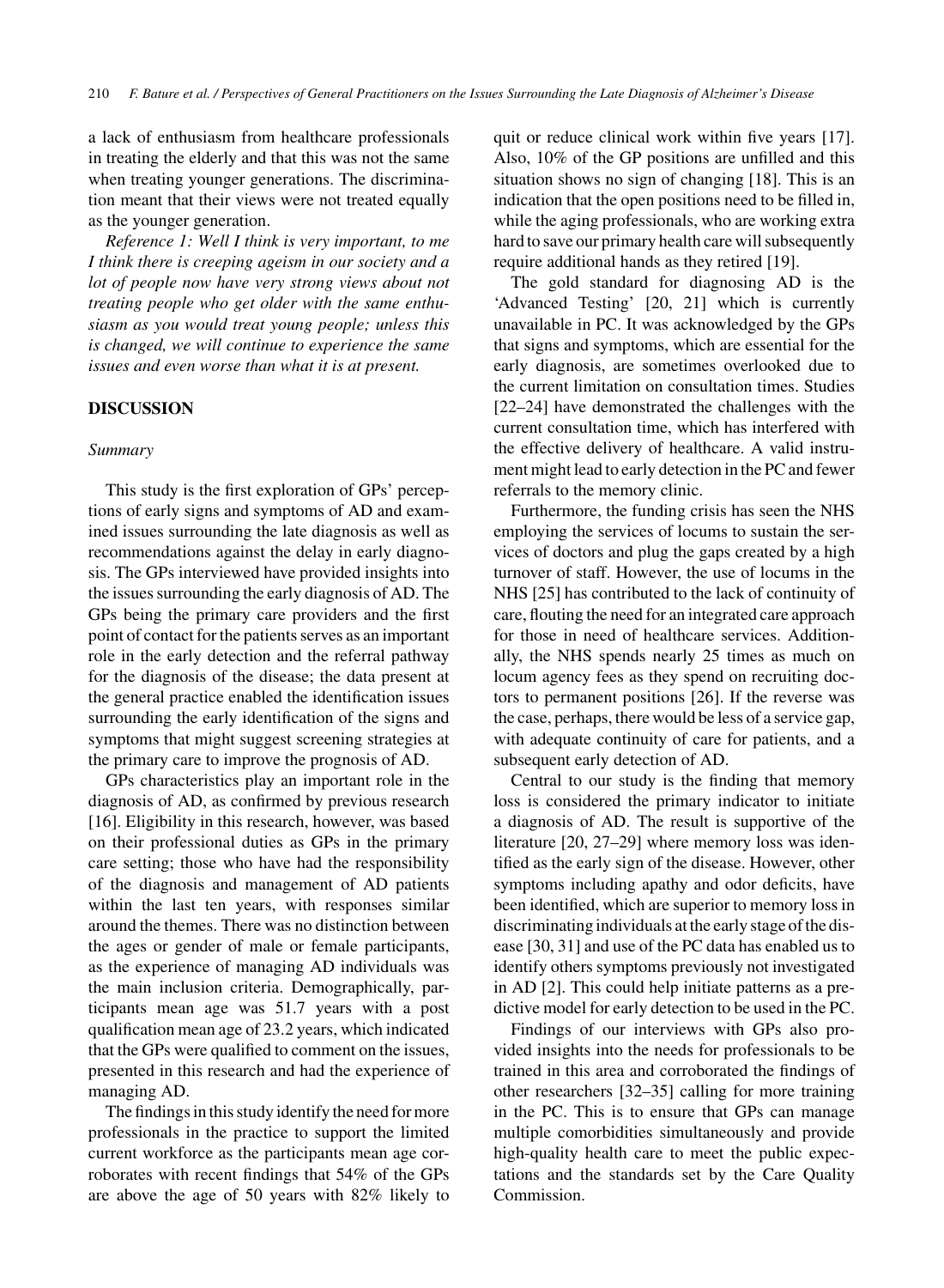a lack of enthusiasm from healthcare professionals in treating the elderly and that this was not the same when treating younger generations. The discrimination meant that their views were not treated equally as the younger generation.

*Reference 1: Well I think is very important, to me I think there is creeping ageism in our society and a lot of people now have very strong views about not treating people who get older with the same enthusiasm as you would treat young people; unless this is changed, we will continue to experience the same issues and even worse than what it is at present.*

## DISCUSSION

### *Summary*

This study is the first exploration of GPs' perceptions of early signs and symptoms of AD and examined issues surrounding the late diagnosis as well as recommendations against the delay in early diagnosis. The GPs interviewed have provided insights into the issues surrounding the early diagnosis of AD. The GPs being the primary care providers and the first point of contact for the patients serves as an important role in the early detection and the referral pathway for the diagnosis of the disease; the data present at the general practice enabled the identification issues surrounding the early identification of the signs and symptoms that might suggest screening strategies at the primary care to improve the prognosis of AD.

GPs characteristics play an important role in the diagnosis of AD, as confirmed by previous research [16]. Eligibility in this research, however, was based on their professional duties as GPs in the primary care setting; those who have had the responsibility of the diagnosis and management of AD patients within the last ten years, with responses similar around the themes. There was no distinction between the ages or gender of male or female participants, as the experience of managing AD individuals was the main inclusion criteria. Demographically, participants mean age was 51.7 years with a post qualification mean age of 23.2 years, which indicated that the GPs were qualified to comment on the issues, presented in this research and had the experience of managing AD.

The findings in this study identify the need for more professionals in the practice to support the limited current workforce as the participants mean age corroborates with recent findings that 54% of the GPs are above the age of 50 years with 82% likely to quit or reduce clinical work within five years [17]. Also, 10% of the GP positions are unfilled and this situation shows no sign of changing [18]. This is an indication that the open positions need to be filled in, while the aging professionals, who are working extra hard to save our primary health care will subsequently require additional hands as they retired [19].

The gold standard for diagnosing AD is the 'Advanced Testing' [20, 21] which is currently unavailable in PC. It was acknowledged by the GPs that signs and symptoms, which are essential for the early diagnosis, are sometimes overlooked due to the current limitation on consultation times. Studies [22–24] have demonstrated the challenges with the current consultation time, which has interfered with the effective delivery of healthcare. A valid instrument might lead to early detection in the PC and fewer referrals to the memory clinic.

Furthermore, the funding crisis has seen the NHS employing the services of locums to sustain the services of doctors and plug the gaps created by a high turnover of staff. However, the use of locums in the NHS [25] has contributed to the lack of continuity of care, flouting the need for an integrated care approach for those in need of healthcare services. Additionally, the NHS spends nearly 25 times as much on locum agency fees as they spend on recruiting doctors to permanent positions [26]. If the reverse was the case, perhaps, there would be less of a service gap, with adequate continuity of care for patients, and a subsequent early detection of AD.

Central to our study is the finding that memory loss is considered the primary indicator to initiate a diagnosis of AD. The result is supportive of the literature [20, 27–29] where memory loss was identified as the early sign of the disease. However, other symptoms including apathy and odor deficits, have been identified, which are superior to memory loss in discriminating individuals at the early stage of the disease [30, 31] and use of the PC data has enabled us to identify others symptoms previously not investigated in AD [2]. This could help initiate patterns as a predictive model for early detection to be used in the PC.

Findings of our interviews with GPs also provided insights into the needs for professionals to be trained in this area and corroborated the findings of other researchers [32–35] calling for more training in the PC. This is to ensure that GPs can manage multiple comorbidities simultaneously and provide high-quality health care to meet the public expectations and the standards set by the Care Quality Commission.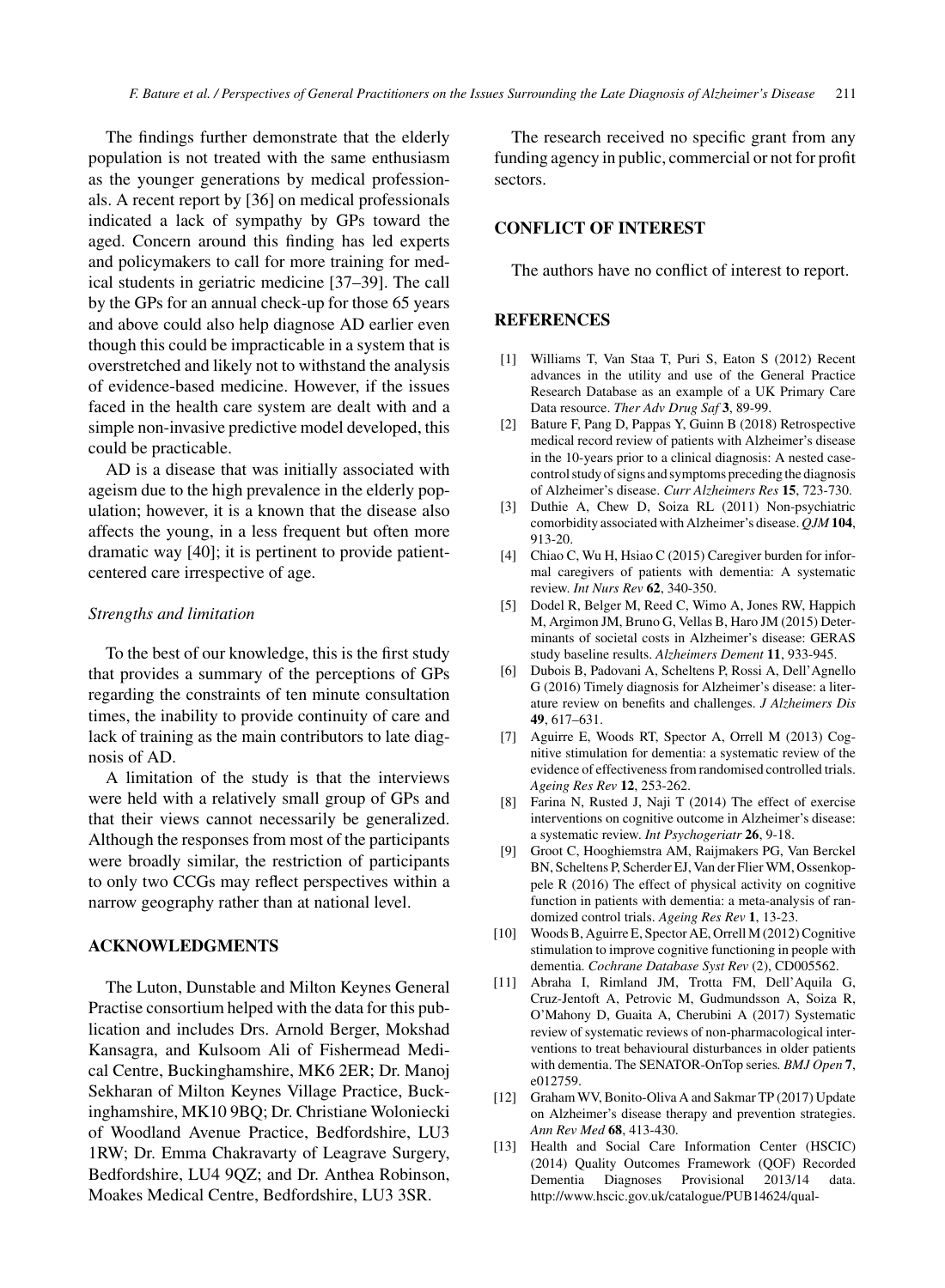The findings further demonstrate that the elderly population is not treated with the same enthusiasm as the younger generations by medical professionals. A recent report by [36] on medical professionals indicated a lack of sympathy by GPs toward the aged. Concern around this finding has led experts and policymakers to call for more training for medical students in geriatric medicine [37–39]. The call by the GPs for an annual check-up for those 65 years and above could also help diagnose AD earlier even though this could be impracticable in a system that is overstretched and likely not to withstand the analysis of evidence-based medicine. However, if the issues faced in the health care system are dealt with and a simple non-invasive predictive model developed, this could be practicable.

AD is a disease that was initially associated with ageism due to the high prevalence in the elderly population; however, it is a known that the disease also affects the young, in a less frequent but often more dramatic way [40]; it is pertinent to provide patient-centered care irrespective of age.

### *Strengths and limitation*

To the best of our knowledge, this is the first study that provides a summary of the perceptions of GPs regarding the constraints of ten minute consultation times, the inability to provide continuity of care and lack of training as the main contributors to late diagnosis of AD.

A limitation of the study is that the interviews were held with a relatively small group of GPs and that their views cannot necessarily be generalized. Although the responses from most of the participants were broadly similar, the restriction of participants to only two CCGs may reflect perspectives within a narrow geography rather than at national level.

## ACKNOWLEDGMENTS

The Luton, Dunstable and Milton Keynes General Practise consortium helped with the data for this publication and includes Drs. Arnold Berger, Mokshad Kansagra, and Kulsoom Ali of Fishermead Medical Centre, Buckinghamshire, MK6 2ER; Dr. Manoj Sekharan of Milton Keynes Village Practice, Buckinghamshire, MK10 9BQ; Dr. Christiane Woloniecki of Woodland Avenue Practice, Bedfordshire, LU3 1RW; Dr. Emma Chakravarty of Leagrave Surgery, Bedfordshire, LU4 9QZ; and Dr. Anthea Robinson, Moakes Medical Centre, Bedfordshire, LU3 3SR.

The research received no specific grant from any funding agency in public, commercial or not for profit sectors.

## CONFLICT OF INTEREST

The authors have no conflict of interest to report.

## REFERENCES

- [1] Williams T, Van Staa T, Puri S, Eaton S (2012) Recent advances in the utility and use of the General Practice Research Database as an example of a UK Primary Care Data resource. *Ther Adv Drug Saf* **3**, 89-99.
- [2] Bature F, Pang D, Pappas Y, Guinn B (2018) Retrospective medical record review of patients with Alzheimer's disease in the 10-years prior to a clinical diagnosis: A nested case-control study of signs and symptoms preceding the diagnosis of Alzheimer's disease. *Curr Alzheimers Res* **15**, 723-730.
- [3] Duthie A, Chew D, Soiza RL (2011) Non-psychiatric comorbidity associated with Alzheimer's disease. *QJM* **104**, 913-20.
- [4] Chiao C, Wu H, Hsiao C (2015) Caregiver burden for informal caregivers of patients with dementia: A systematic review. *Int Nurs Rev* **62**, 340-350.
- [5] Dodel R, Belger M, Reed C, Wimo A, Jones RW, Happich M, Argimon JM, Bruno G, Vellas B, Haro JM (2015) Determinants of societal costs in Alzheimer's disease: GERAS study baseline results. *Alzheimers Dement* **11**, 933-945.
- [6] Dubois B, Padovani A, Scheltens P, Rossi A, Dell'Agnello G (2016) Timely diagnosis for Alzheimer's disease: a literature review on benefits and challenges. *J Alzheimers Dis* **49**, 617–631.
- [7] Aguirre E, Woods RT, Spector A, Orrell M (2013) Cognitive stimulation for dementia: a systematic review of the evidence of effectiveness from randomised controlled trials. *Ageing Res Rev* **12**, 253-262.
- [8] Farina N, Rusted J, Naji T (2014) The effect of exercise interventions on cognitive outcome in Alzheimer's disease: a systematic review. *Int Psychogeriatr* **26**, 9-18.
- [9] Groot C, Hooghiemstra AM, Raijmakers PG, Van Berckel BN, Scheltens P, Scherder EJ, Van der Flier WM, Ossenkoppele R (2016) The effect of physical activity on cognitive function in patients with dementia: a meta-analysis of randomized control trials. *Ageing Res Rev* **1**, 13-23.
- [10] Woods B, Aguirre E, Spector AE, Orrell M (2012) Cognitive stimulation to improve cognitive functioning in people with dementia. *Cochrane Database Syst Rev* (2), CD005562.
- [11] Abraha I, Rimland JM, Trotta FM, Dell'Aquila G, Cruz-Jentoft A, Petrovic M, Gudmundsson A, Soiza R, O'Mahony D, Guaita A, Cherubini A (2017) Systematic review of systematic reviews of non-pharmacological interventions to treat behavioural disturbances in older patients with dementia. The SENATOR-OnTop series. *BMJ Open* **7**, e012759.
- [12] Graham WV, Bonito-Oliva A and Sakmar TP (2017) Update on Alzheimer's disease therapy and prevention strategies. *Ann Rev Med* **68**, 413-430.
- [13] Health and Social Care Information Center (HSCIC) (2014) Quality Outcomes Framework (QOF) Recorded Dementia Diagnoses Provisional 2013/14 data. http://www.hscic.gov.uk/catalogue/PUB14624/qual-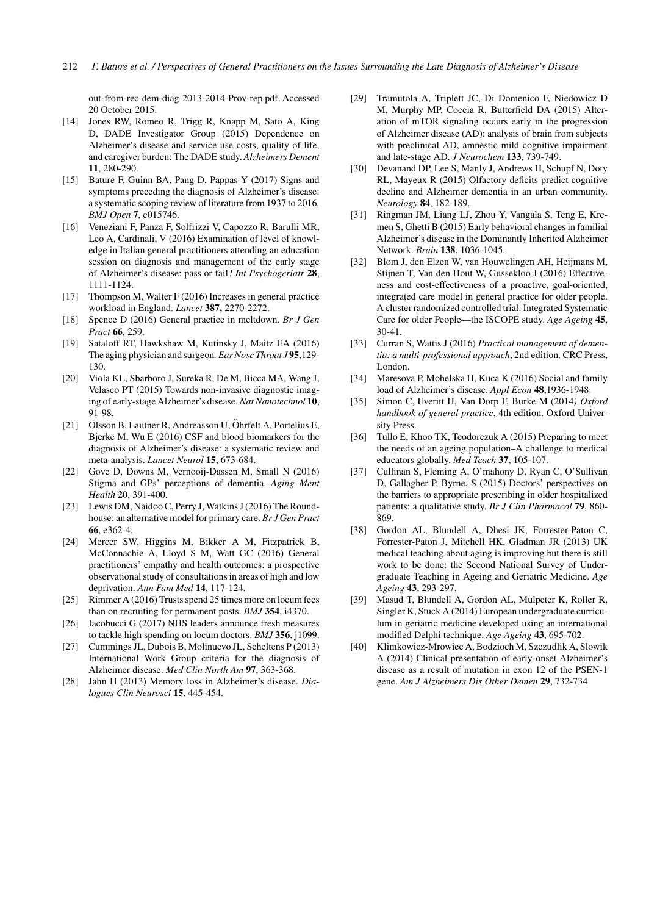out-from-rec-dem-diag-2013-2014-Prov-rep.pdf. Accessed 20 October 2015.

[14] Jones RW, Romeo R, Trigg R, Knapp M, Sato A, King D, DADE Investigator Group (2015) Dependence on Alzheimer's disease and service use costs, quality of life, and caregiver burden: The DADE study. *Alzheimers Dement* **11**, 280-290.

[15] Bature F, Guinn BA, Pang D, Pappas Y (2017) Signs and symptoms preceding the diagnosis of Alzheimer's disease: a systematic scoping review of literature from 1937 to 2016. *BMJ Open* **7**, e015746.

[16] Veneziani F, Panza F, Solfrizzi V, Capozzo R, Barulli MR, Leo A, Cardinali, V (2016) Examination of level of knowledge in Italian general practitioners attending an education session on diagnosis and management of the early stage of Alzheimer's disease: pass or fail? *Int Psychogeriatr* **28**, 1111-1124.

[17] Thompson M, Walter F (2016) Increases in general practice workload in England. *Lancet* **387,** 2270-2272.

[18] Spence D (2016) General practice in meltdown. *Br J Gen Pract* **66**, 259.

[19] Sataloff RT, Hawkshaw M, Kutinsky J, Maitz EA (2016) The aging physician and surgeon. *Ear Nose Throat J* **95**,129-130.

[20] Viola KL, Sbarboro J, Sureka R, De M, Bicca MA, Wang J, Velasco PT (2015) Towards non-invasive diagnostic imaging of early-stage Alzheimer's disease. *Nat Nanotechnol* **10**, 91-98.

[21] Olsson B, Lautner R, Andreasson U, Öhrfelt A, Portelius E, Bjerke M, Wu E (2016) CSF and blood biomarkers for the diagnosis of Alzheimer's disease: a systematic review and meta-analysis. *Lancet Neurol* **15**, 673-684.

[22] Gove D, Downs M, Vernooij-Dassen M, Small N (2016) Stigma and GPs' perceptions of dementia. *Aging Ment Health* **20**, 391-400.

[23] Lewis DM, Naidoo C, Perry J, Watkins J (2016) The Roundhouse: an alternative model for primary care. *Br J Gen Pract* **66**, e362-4.

[24] Mercer SW, Higgins M, Bikker A M, Fitzpatrick B, McConnachie A, Lloyd S M, Watt GC (2016) General practitioners' empathy and health outcomes: a prospective observational study of consultations in areas of high and low deprivation. *Ann Fam Med* **14**, 117-124.

[25] Rimmer A (2016) Trusts spend 25 times more on locum fees than on recruiting for permanent posts. *BMJ* **354**, i4370.

[26] Iacobucci G (2017) NHS leaders announce fresh measures to tackle high spending on locum doctors. *BMJ* **356**, j1099.

[27] Cummings JL, Dubois B, Molinuevo JL, Scheltens P (2013) International Work Group criteria for the diagnosis of Alzheimer disease. *Med Clin North Am* **97**, 363-368.

[28] Jahn H (2013) Memory loss in Alzheimer's disease. *Dialogues Clin Neurosci* **15**, 445-454.

[29] Tramutola A, Triplett JC, Di Domenico F, Niedowicz D M, Murphy MP, Coccia R, Butterfield DA (2015) Alteration of mTOR signaling occurs early in the progression of Alzheimer disease (AD): analysis of brain from subjects with preclinical AD, amnestic mild cognitive impairment and late-stage AD. *J Neurochem* **133**, 739-749.

[30] Devanand DP, Lee S, Manly J, Andrews H, Schupf N, Doty RL, Mayeux R (2015) Olfactory deficits predict cognitive decline and Alzheimer dementia in an urban community. *Neurology* **84**, 182-189.

[31] Ringman JM, Liang LJ, Zhou Y, Vangala S, Teng E, Kremen S, Ghetti B (2015) Early behavioral changes in familial Alzheimer's disease in the Dominantly Inherited Alzheimer Network. *Brain* **138**, 1036-1045.

[32] Blom J, den Elzen W, van Houwelingen AH, Heijmans M, Stijnen T, Van den Hout W, Gussekloo J (2016) Effectiveness and cost-effectiveness of a proactive, goal-oriented, integrated care model in general practice for older people. A cluster randomized controlled trial: Integrated Systematic Care for older People—the ISCOPE study. *Age Ageing* **45**, 30-41.

[33] Curran S, Wattis J (2016) *Practical management of dementia: a multi-professional approach*, 2nd edition. CRC Press, London.

[34] Maresova P, Mohelska H, Kuca K (2016) Social and family load of Alzheimer's disease. *Appl Econ* **48**,1936-1948.

[35] Simon C, Everitt H, Van Dorp F, Burke M (2014*) Oxford handbook of general practice*, 4th edition. Oxford University Press.

[36] Tullo E, Khoo TK, Teodorczuk A (2015) Preparing to meet the needs of an ageing population–A challenge to medical educators globally. *Med Teach* **37**, 105-107.

[37] Cullinan S, Fleming A, O'mahony D, Ryan C, O'Sullivan D, Gallagher P, Byrne, S (2015) Doctors' perspectives on the barriers to appropriate prescribing in older hospitalized patients: a qualitative study. *Br J Clin Pharmacol* **79**, 860-869.

[38] Gordon AL, Blundell A, Dhesi JK, Forrester-Paton C, Forrester-Paton J, Mitchell HK, Gladman JR (2013) UK medical teaching about aging is improving but there is still work to be done: the Second National Survey of Undergraduate Teaching in Ageing and Geriatric Medicine. *Age Ageing* **43**, 293-297.

[39] Masud T, Blundell A, Gordon AL, Mulpeter K, Roller R, Singler K, Stuck A (2014) European undergraduate curriculum in geriatric medicine developed using an international modified Delphi technique. *Age Ageing* **43**, 695-702.

[40] Klimkowicz-Mrowiec A, Bodzioch M, Szczudlik A, Slowik A (2014) Clinical presentation of early-onset Alzheimer's disease as a result of mutation in exon 12 of the PSEN-1 gene. *Am J Alzheimers Dis Other Demen* **29**, 732-734.